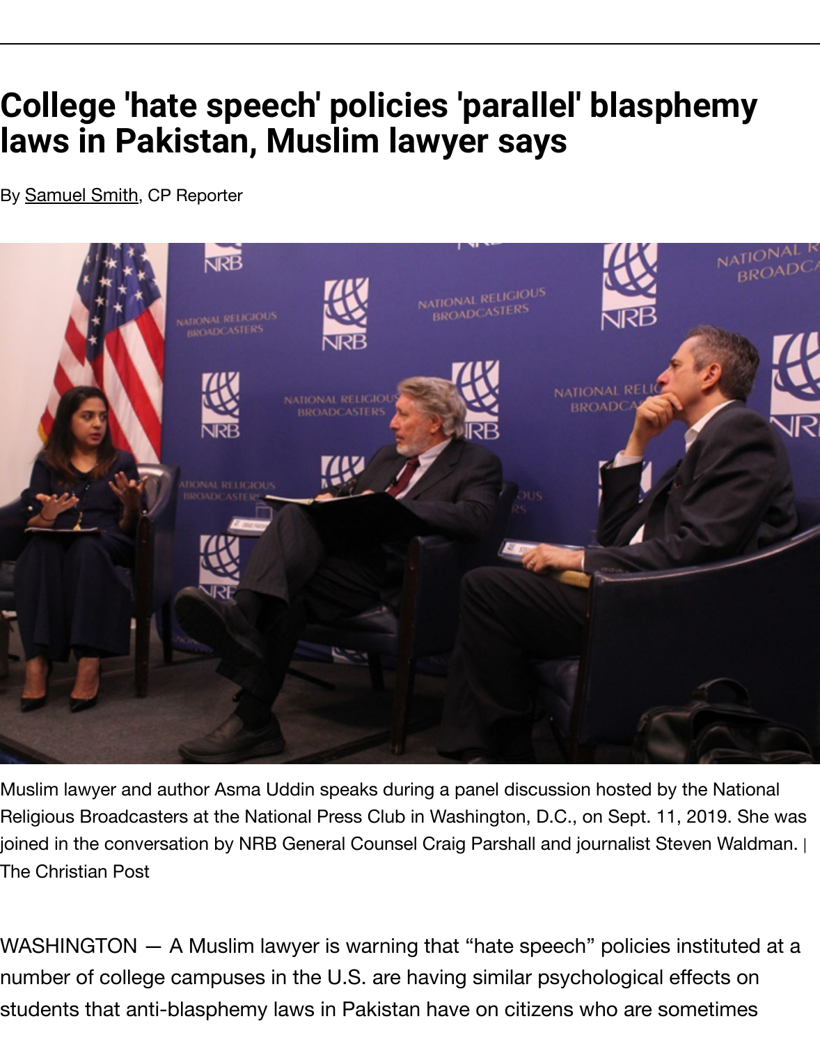# College 'hate speech' policies 'parallel' blasphemy laws in Pakistan, Muslim lawyer says

By Samuel Smith, CP Reporter

Muslim lawyer and author Asma Uddin speaks during a panel discussion hosted by the National Religious Broadcasters at the National Press Club in Washington, D.C., on Sept. 11, 2019. She was joined in the conversation by NRB General Counsel Craig Parshall and journalist Steven Waldman. | The Christian Post

WASHINGTON — A Muslim lawyer is warning that "hate speech" policies instituted at a number of college campuses in the U.S. are having similar psychological effects on students that anti-blasphemy laws in Pakistan have on citizens who are sometimes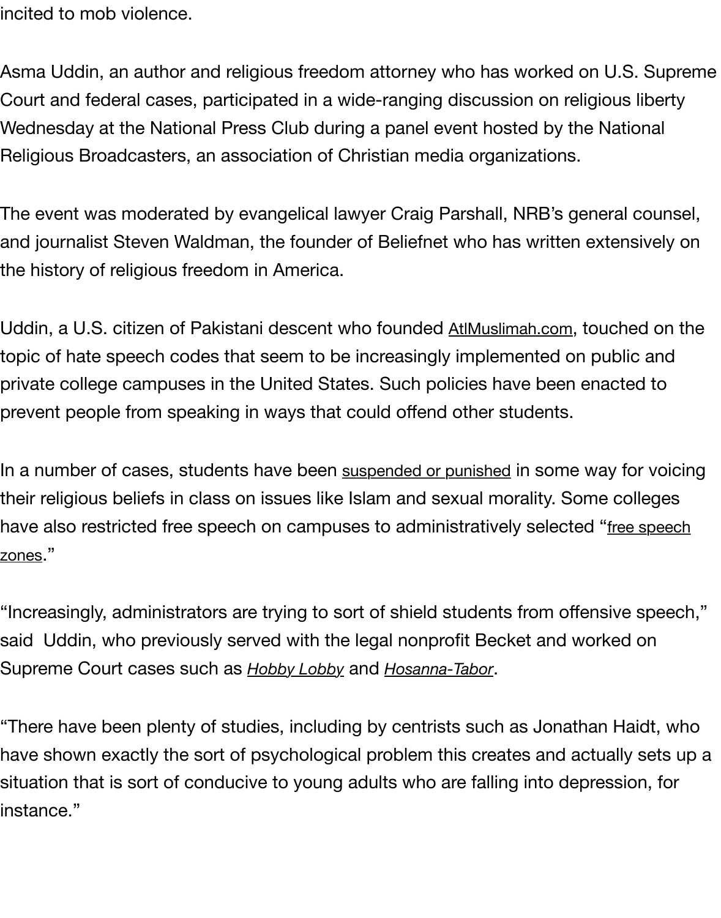incited to mob violence.

Asma Uddin, an author and religious freedom attorney who has worked on U.S. Supreme Court and federal cases, participated in a wide-ranging discussion on religious liberty Wednesday at the National Press Club during a panel event hosted by the National Religious Broadcasters, an association of Christian media organizations.

The event was moderated by evangelical lawyer Craig Parshall, NRB's general counsel, and journalist Steven Waldman, the founder of Beliefnet who has written extensively on the history of religious freedom in America.

Uddin, a U.S. citizen of Pakistani descent who founded AltMuslimah.com, touched on the topic of hate speech codes that seem to be increasingly implemented on public and private college campuses in the United States. Such policies have been enacted to prevent people from speaking in ways that could offend other students.

In a number of cases, students have been suspended or punished in some way for voicing their religious beliefs in class on issues like Islam and sexual morality. Some colleges have also restricted free speech on campuses to administratively selected "free speech zones."

"Increasingly, administrators are trying to sort of shield students from offensive speech," said Uddin, who previously served with the legal nonprofit Becket and worked on Supreme Court cases such as *Hobby Lobby* and *Hosanna-Tabor*.

"There have been plenty of studies, including by centrists such as Jonathan Haidt, who have shown exactly the sort of psychological problem this creates and actually sets up a situation that is sort of conducive to young adults who are falling into depression, for instance."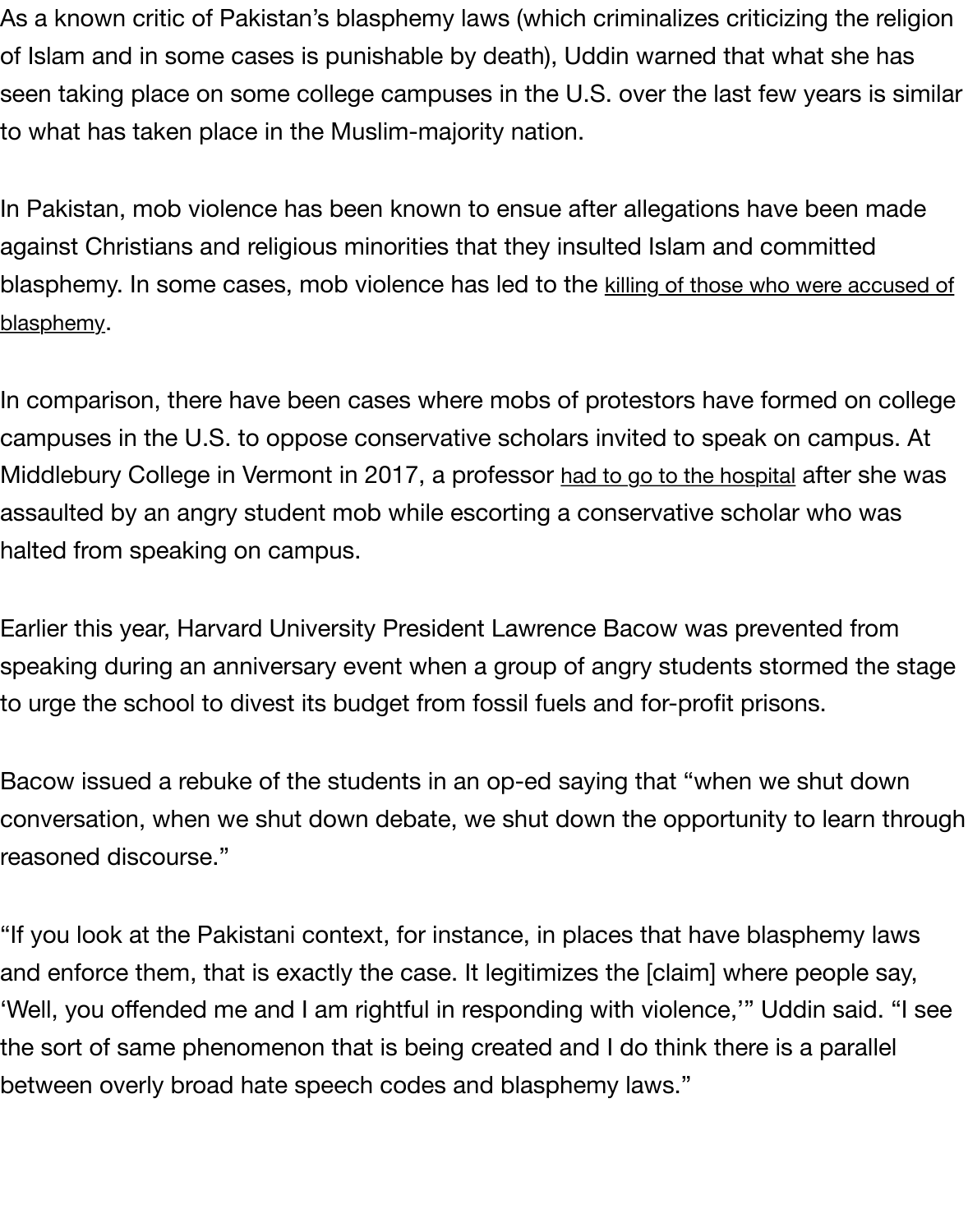As a known critic of Pakistan's blasphemy laws (which criminalizes criticizing the religion of Islam and in some cases is punishable by death), Uddin warned that what she has seen taking place on some college campuses in the U.S. over the last few years is similar to what has taken place in the Muslim-majority nation.

In Pakistan, mob violence has been known to ensue after allegations have been made against Christians and religious minorities that they insulted Islam and committed blasphemy. In some cases, mob violence has led to the killing of those who were accused of blasphemy.

In comparison, there have been cases where mobs of protestors have formed on college campuses in the U.S. to oppose conservative scholars invited to speak on campus. At Middlebury College in Vermont in 2017, a professor had to go to the hospital after she was assaulted by an angry student mob while escorting a conservative scholar who was halted from speaking on campus.

Earlier this year, Harvard University President Lawrence Bacow was prevented from speaking during an anniversary event when a group of angry students stormed the stage to urge the school to divest its budget from fossil fuels and for-profit prisons.

Bacow issued a rebuke of the students in an op-ed saying that "when we shut down conversation, when we shut down debate, we shut down the opportunity to learn through reasoned discourse."

"If you look at the Pakistani context, for instance, in places that have blasphemy laws and enforce them, that is exactly the case. It legitimizes the [claim] where people say, 'Well, you offended me and I am rightful in responding with violence,'" Uddin said. "I see the sort of same phenomenon that is being created and I do think there is a parallel between overly broad hate speech codes and blasphemy laws."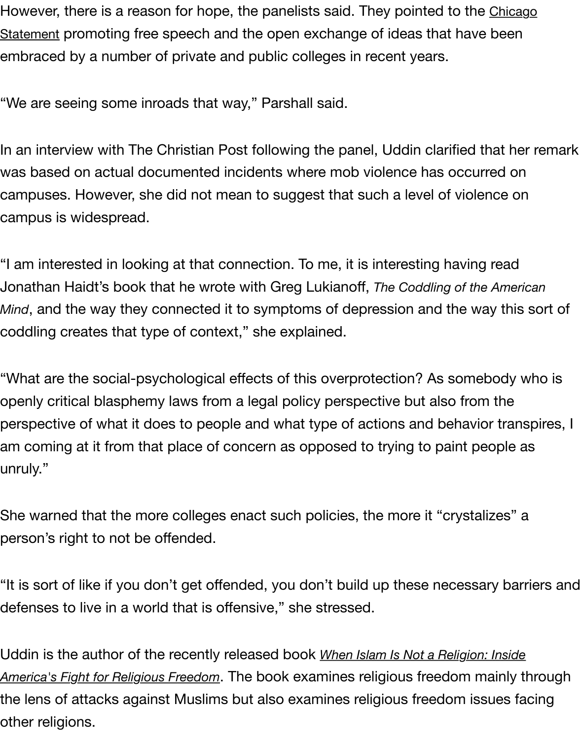However, there is a reason for hope, the panelists said. They pointed to the Chicago Statement promoting free speech and the open exchange of ideas that have been embraced by a number of private and public colleges in recent years.

“We are seeing some inroads that way,” Parshall said.

In an interview with The Christian Post following the panel, Uddin clarified that her remark was based on actual documented incidents where mob violence has occurred on campuses. However, she did not mean to suggest that such a level of violence on campus is widespread.

“I am interested in looking at that connection. To me, it is interesting having read Jonathan Haidt’s book that he wrote with Greg Lukianoff, *The Coddling of the American Mind*, and the way they connected it to symptoms of depression and the way this sort of coddling creates that type of context,” she explained.

“What are the social-psychological effects of this overprotection? As somebody who is openly critical blasphemy laws from a legal policy perspective but also from the perspective of what it does to people and what type of actions and behavior transpires, I am coming at it from that place of concern as opposed to trying to paint people as unruly.”

She warned that the more colleges enact such policies, the more it “crystalizes” a person’s right to not be offended.

“It is sort of like if you don’t get offended, you don’t build up these necessary barriers and defenses to live in a world that is offensive,” she stressed.

Uddin is the author of the recently released book *When Islam Is Not a Religion: Inside America's Fight for Religious Freedom*. The book examines religious freedom mainly through the lens of attacks against Muslims but also examines religious freedom issues facing other religions.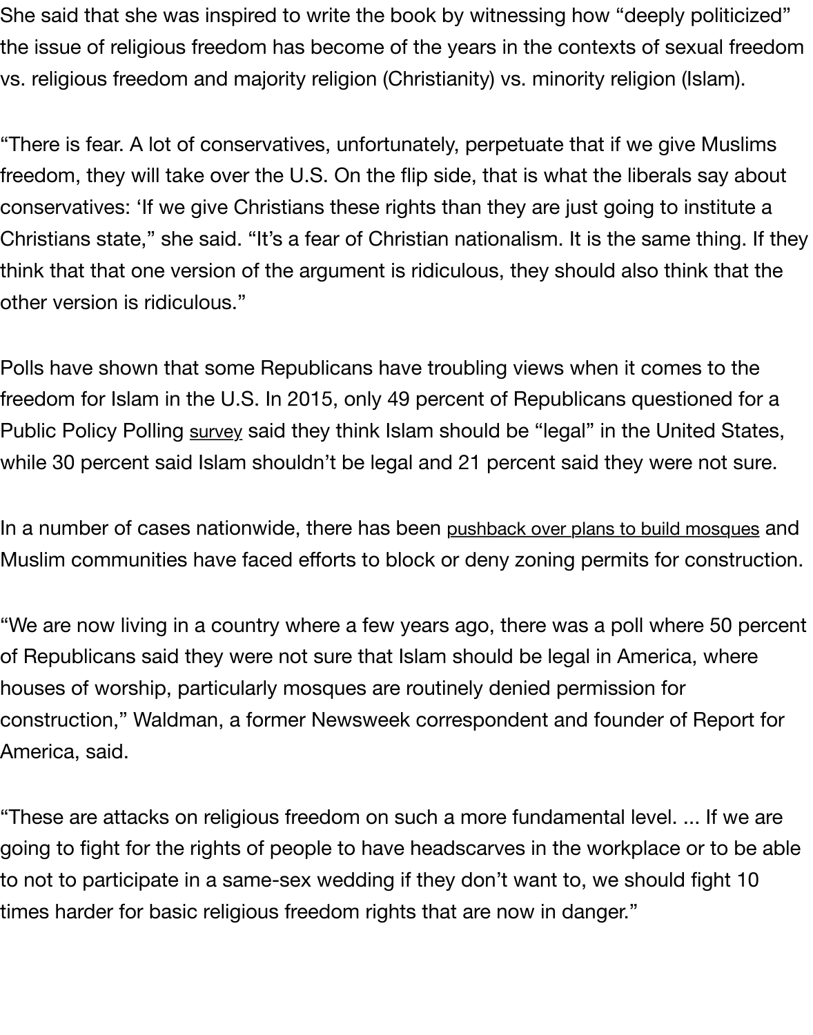She said that she was inspired to write the book by witnessing how "deeply politicized" the issue of religious freedom has become of the years in the contexts of sexual freedom vs. religious freedom and majority religion (Christianity) vs. minority religion (Islam).

"There is fear. A lot of conservatives, unfortunately, perpetuate that if we give Muslims freedom, they will take over the U.S. On the flip side, that is what the liberals say about conservatives: 'If we give Christians these rights than they are just going to institute a Christians state," she said. "It's a fear of Christian nationalism. It is the same thing. If they think that that one version of the argument is ridiculous, they should also think that the other version is ridiculous."

Polls have shown that some Republicans have troubling views when it comes to the freedom for Islam in the U.S. In 2015, only 49 percent of Republicans questioned for a Public Policy Polling survey said they think Islam should be "legal" in the United States, while 30 percent said Islam shouldn't be legal and 21 percent said they were not sure.

In a number of cases nationwide, there has been pushback over plans to build mosques and Muslim communities have faced efforts to block or deny zoning permits for construction.

"We are now living in a country where a few years ago, there was a poll where 50 percent of Republicans said they were not sure that Islam should be legal in America, where houses of worship, particularly mosques are routinely denied permission for construction," Waldman, a former Newsweek correspondent and founder of Report for America, said.

"These are attacks on religious freedom on such a more fundamental level. ... If we are going to fight for the rights of people to have headscarves in the workplace or to be able to not to participate in a same-sex wedding if they don't want to, we should fight 10 times harder for basic religious freedom rights that are now in danger."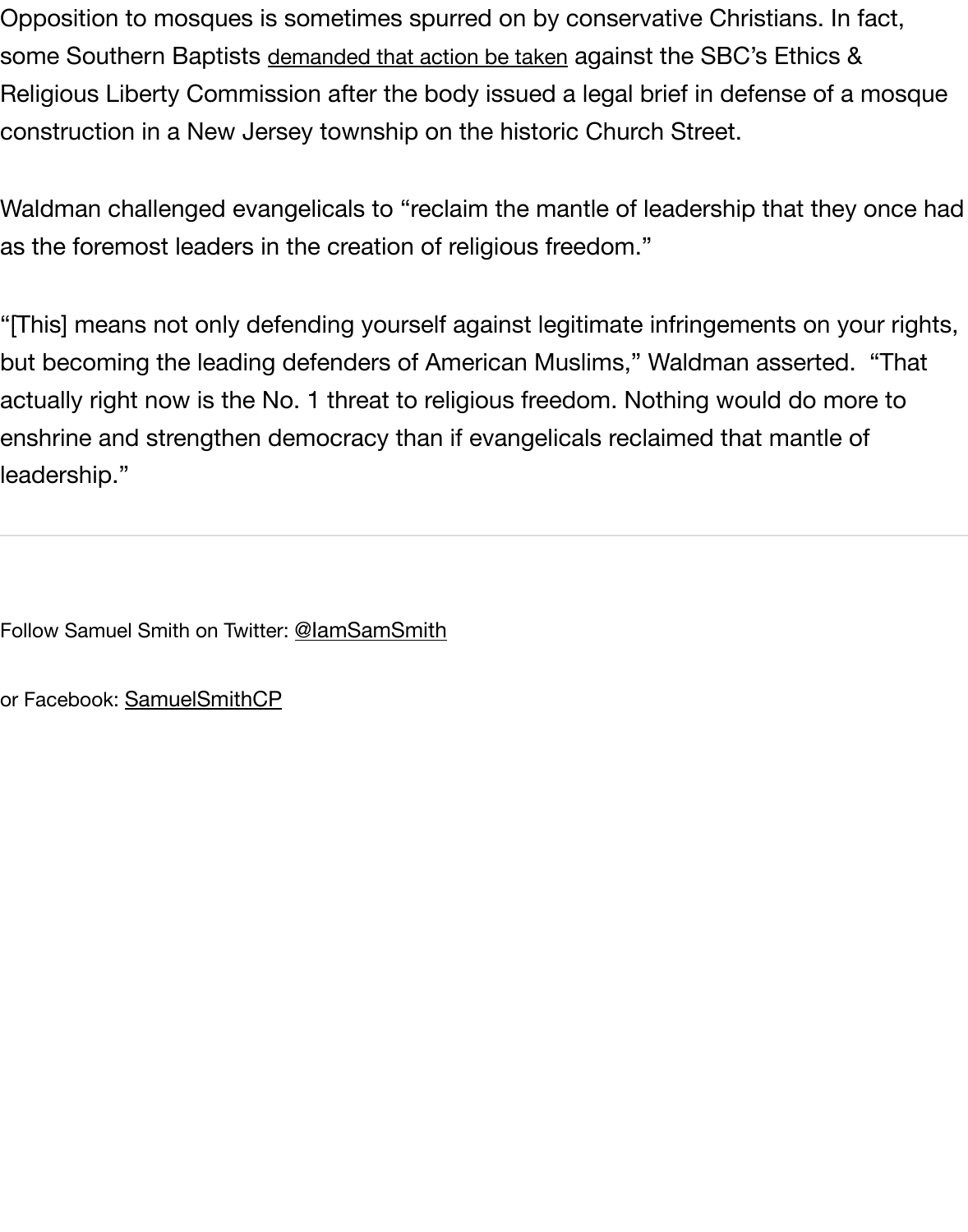Opposition to mosques is sometimes spurred on by conservative Christians. In fact, some Southern Baptists demanded that action be taken against the SBC's Ethics & Religious Liberty Commission after the body issued a legal brief in defense of a mosque construction in a New Jersey township on the historic Church Street.

Waldman challenged evangelicals to "reclaim the mantle of leadership that they once had as the foremost leaders in the creation of religious freedom."

"[This] means not only defending yourself against legitimate infringements on your rights, but becoming the leading defenders of American Muslims," Waldman asserted. "That actually right now is the No. 1 threat to religious freedom. Nothing would do more to enshrine and strengthen democracy than if evangelicals reclaimed that mantle of leadership."

---

Follow Samuel Smith on Twitter: @IamSamSmith

or Facebook: SamuelSmithCP